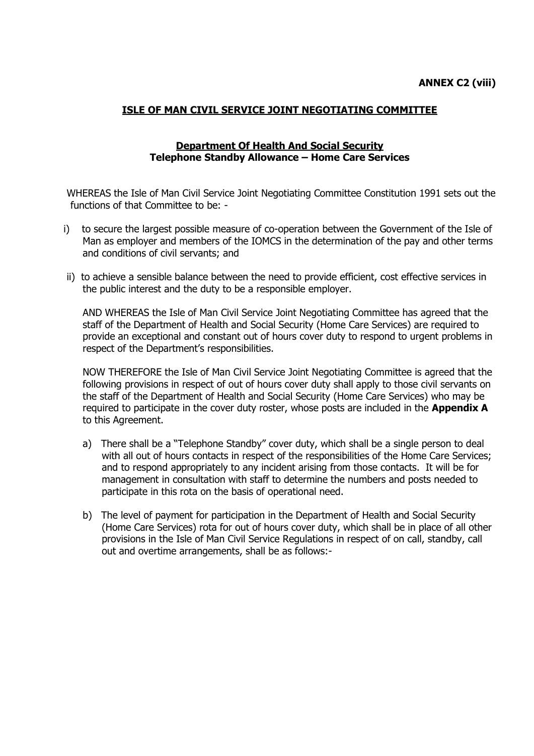**ANNEX C2 (viii)**

## ISLE OF MAN CIVIL SERVICE JOINT NEGOTIATING COMMITTEE

### Department Of Health And Social Security
### Telephone Standby Allowance – Home Care Services

WHEREAS the Isle of Man Civil Service Joint Negotiating Committee Constitution 1991 sets out the functions of that Committee to be: -

i) to secure the largest possible measure of co-operation between the Government of the Isle of Man as employer and members of the IOMCS in the determination of the pay and other terms and conditions of civil servants; and

ii) to achieve a sensible balance between the need to provide efficient, cost effective services in the public interest and the duty to be a responsible employer.

AND WHEREAS the Isle of Man Civil Service Joint Negotiating Committee has agreed that the staff of the Department of Health and Social Security (Home Care Services) are required to provide an exceptional and constant out of hours cover duty to respond to urgent problems in respect of the Department's responsibilities.

NOW THEREFORE the Isle of Man Civil Service Joint Negotiating Committee is agreed that the following provisions in respect of out of hours cover duty shall apply to those civil servants on the staff of the Department of Health and Social Security (Home Care Services) who may be required to participate in the cover duty roster, whose posts are included in the **Appendix A** to this Agreement.

a) There shall be a "Telephone Standby" cover duty, which shall be a single person to deal with all out of hours contacts in respect of the responsibilities of the Home Care Services; and to respond appropriately to any incident arising from those contacts. It will be for management in consultation with staff to determine the numbers and posts needed to participate in this rota on the basis of operational need.

b) The level of payment for participation in the Department of Health and Social Security (Home Care Services) rota for out of hours cover duty, which shall be in place of all other provisions in the Isle of Man Civil Service Regulations in respect of on call, standby, call out and overtime arrangements, shall be as follows:-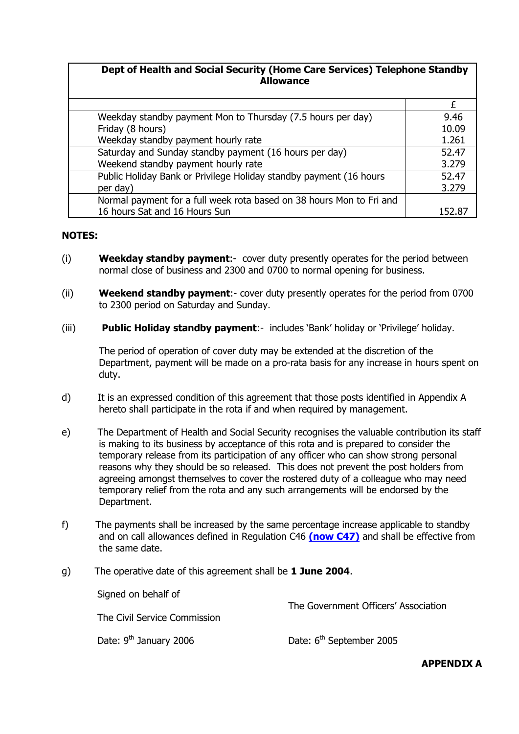| Dept of Health and Social Security (Home Care Services) Telephone Standby Allowance | |
|---|---|
| | £ |
| Weekday standby payment Mon to Thursday (7.5 hours per day)<br>Friday (8 hours)<br>Weekday standby payment hourly rate | 9.46<br>10.09<br>1.261 |
| Saturday and Sunday standby payment (16 hours per day)<br>Weekend standby payment hourly rate | 52.47<br>3.279 |
| Public Holiday Bank or Privilege Holiday standby payment (16 hours per day) | 52.47<br>3.279 |
| Normal payment for a full week rota based on 38 hours Mon to Fri and 16 hours Sat and 16 Hours Sun | 152.87 |

**NOTES:**

(i) **Weekday standby payment**:- cover duty presently operates for the period between normal close of business and 2300 and 0700 to normal opening for business.

(ii) **Weekend standby payment**:- cover duty presently operates for the period from 0700 to 2300 period on Saturday and Sunday.

(iii) **Public Holiday standby payment**:- includes 'Bank' holiday or 'Privilege' holiday.

The period of operation of cover duty may be extended at the discretion of the Department, payment will be made on a pro-rata basis for any increase in hours spent on duty.

d) It is an expressed condition of this agreement that those posts identified in Appendix A hereto shall participate in the rota if and when required by management.

e) The Department of Health and Social Security recognises the valuable contribution its staff is making to its business by acceptance of this rota and is prepared to consider the temporary release from its participation of any officer who can show strong personal reasons why they should be so released. This does not prevent the post holders from agreeing amongst themselves to cover the rostered duty of a colleague who may need temporary relief from the rota and any such arrangements will be endorsed by the Department.

f) The payments shall be increased by the same percentage increase applicable to standby and on call allowances defined in Regulation C46 **(now C47)** and shall be effective from the same date.

g) The operative date of this agreement shall be **1 June 2004**.

Signed on behalf of

The Civil Service Commission

Date: 9th January 2006

The Government Officers' Association

Date: 6th September 2005

**APPENDIX A**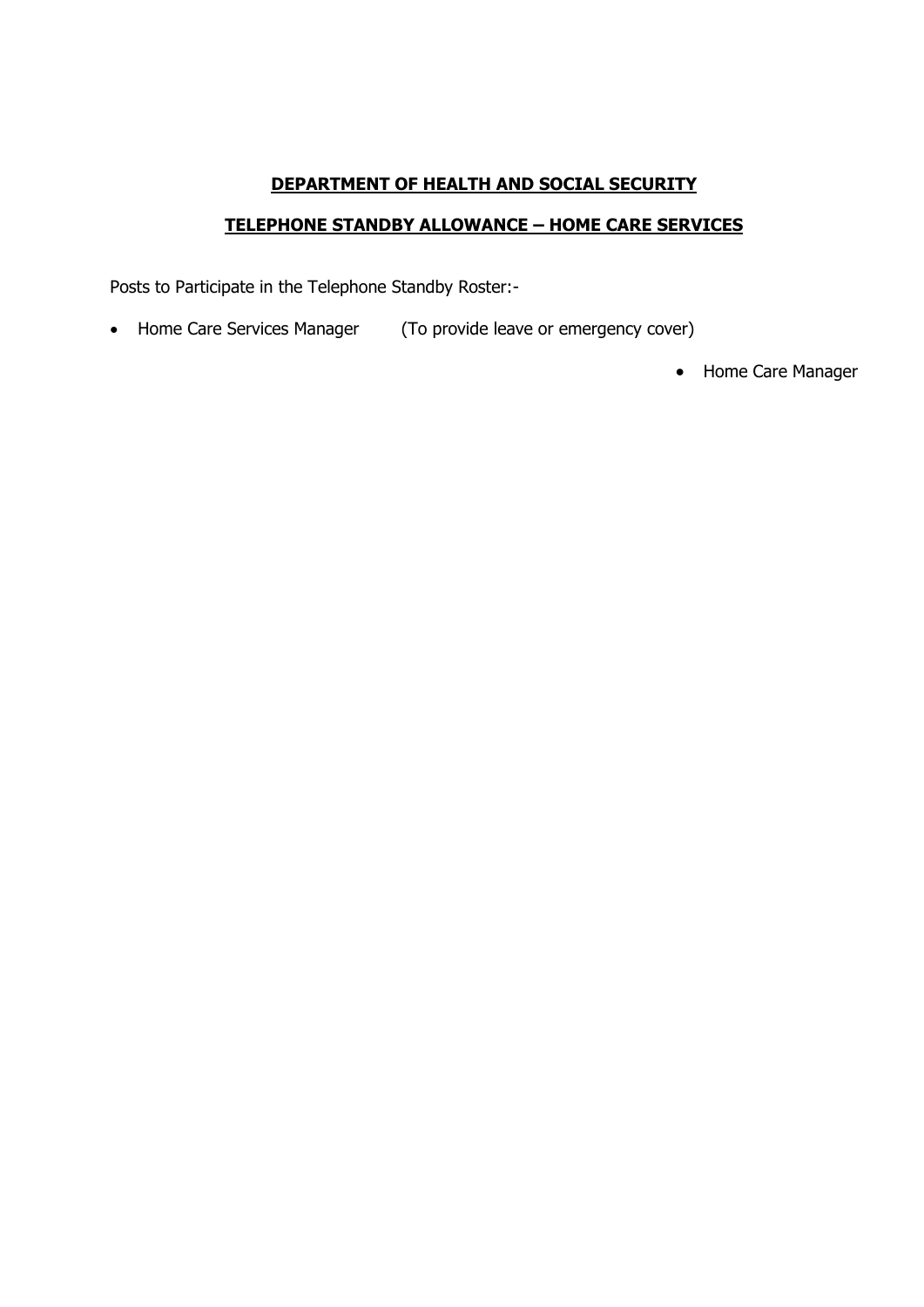**DEPARTMENT OF HEALTH AND SOCIAL SECURITY**

**TELEPHONE STANDBY ALLOWANCE – HOME CARE SERVICES**

Posts to Participate in the Telephone Standby Roster:-

- Home Care Services Manager (To provide leave or emergency cover)
- Home Care Manager